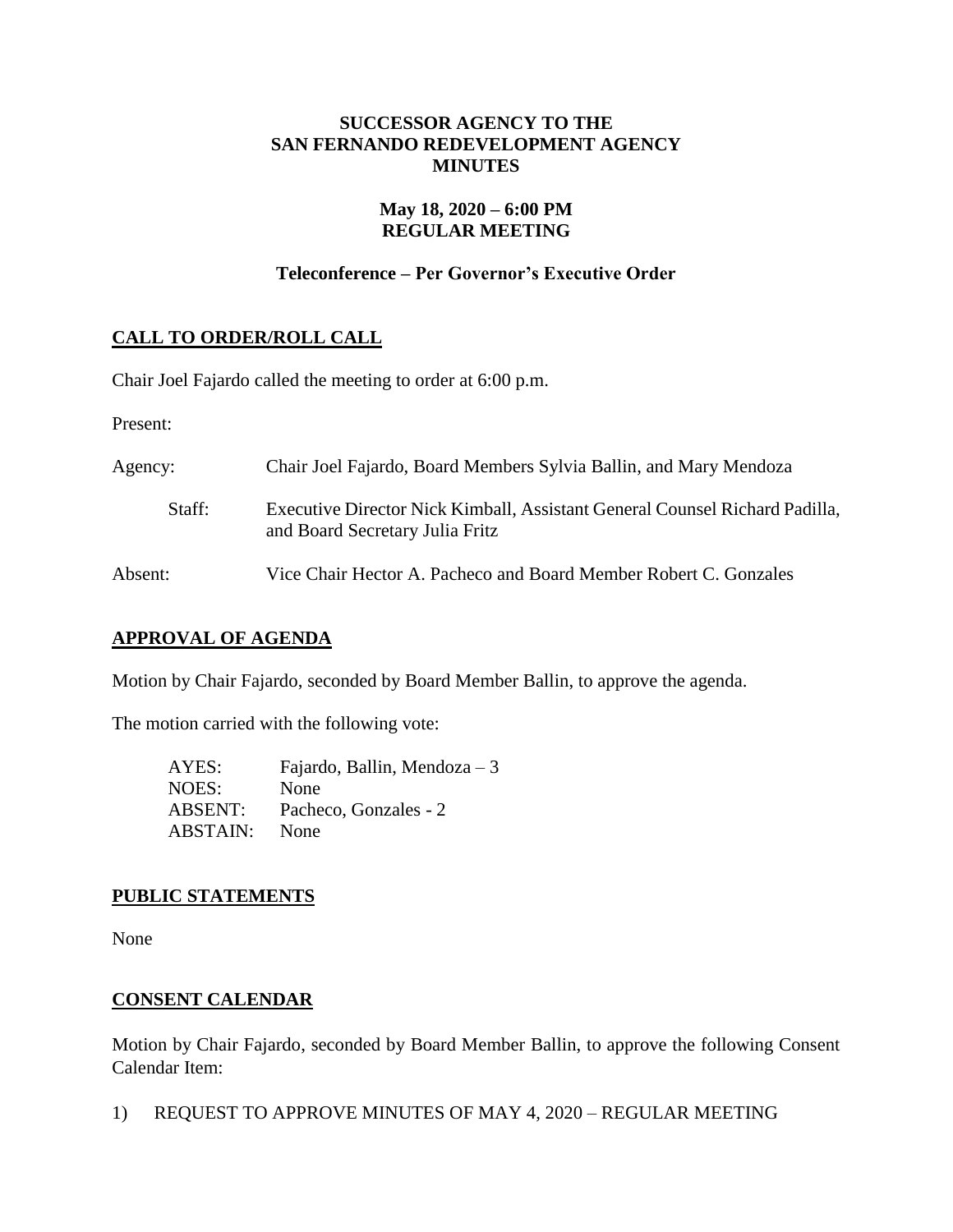**SUCCESSOR AGENCY TO THE**
**SAN FERNANDO REDEVELOPMENT AGENCY**
**MINUTES**

**May 18, 2020 – 6:00 PM**
**REGULAR MEETING**

**Teleconference – Per Governor's Executive Order**

## CALL TO ORDER/ROLL CALL

Chair Joel Fajardo called the meeting to order at 6:00 p.m.

Present:

Agency: Chair Joel Fajardo, Board Members Sylvia Ballin, and Mary Mendoza

Staff: Executive Director Nick Kimball, Assistant General Counsel Richard Padilla, and Board Secretary Julia Fritz

Absent: Vice Chair Hector A. Pacheco and Board Member Robert C. Gonzales

## APPROVAL OF AGENDA

Motion by Chair Fajardo, seconded by Board Member Ballin, to approve the agenda.

The motion carried with the following vote:

AYES: Fajardo, Ballin, Mendoza – 3
NOES: None
ABSENT: Pacheco, Gonzales - 2
ABSTAIN: None

## PUBLIC STATEMENTS

None

## CONSENT CALENDAR

Motion by Chair Fajardo, seconded by Board Member Ballin, to approve the following Consent Calendar Item:

1) REQUEST TO APPROVE MINUTES OF MAY 4, 2020 – REGULAR MEETING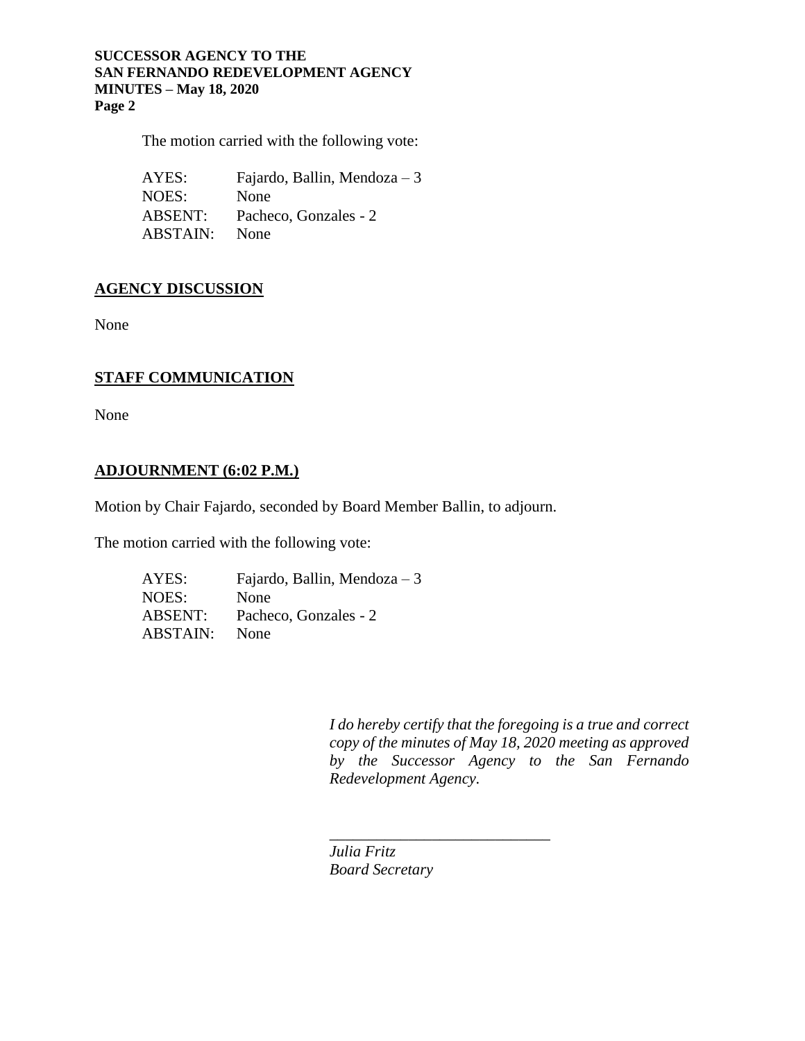The motion carried with the following vote:

| | |
|---|---|
| AYES: | Fajardo, Ballin, Mendoza – 3 |
| NOES: | None |
| ABSENT: | Pacheco, Gonzales - 2 |
| ABSTAIN: | None |

## AGENCY DISCUSSION

None

## STAFF COMMUNICATION

None

## ADJOURNMENT (6:02 P.M.)

Motion by Chair Fajardo, seconded by Board Member Ballin, to adjourn.

The motion carried with the following vote:

| | |
|---|---|
| AYES: | Fajardo, Ballin, Mendoza – 3 |
| NOES: | None |
| ABSENT: | Pacheco, Gonzales - 2 |
| ABSTAIN: | None |

*I do hereby certify that the foregoing is a true and correct copy of the minutes of May 18, 2020 meeting as approved by the Successor Agency to the San Fernando Redevelopment Agency.*

\_\_\_\_\_\_\_\_\_\_\_\_\_\_\_\_\_\_\_\_\_\_\_\_\_\_\_\_\_\_

*Julia Fritz*
*Board Secretary*